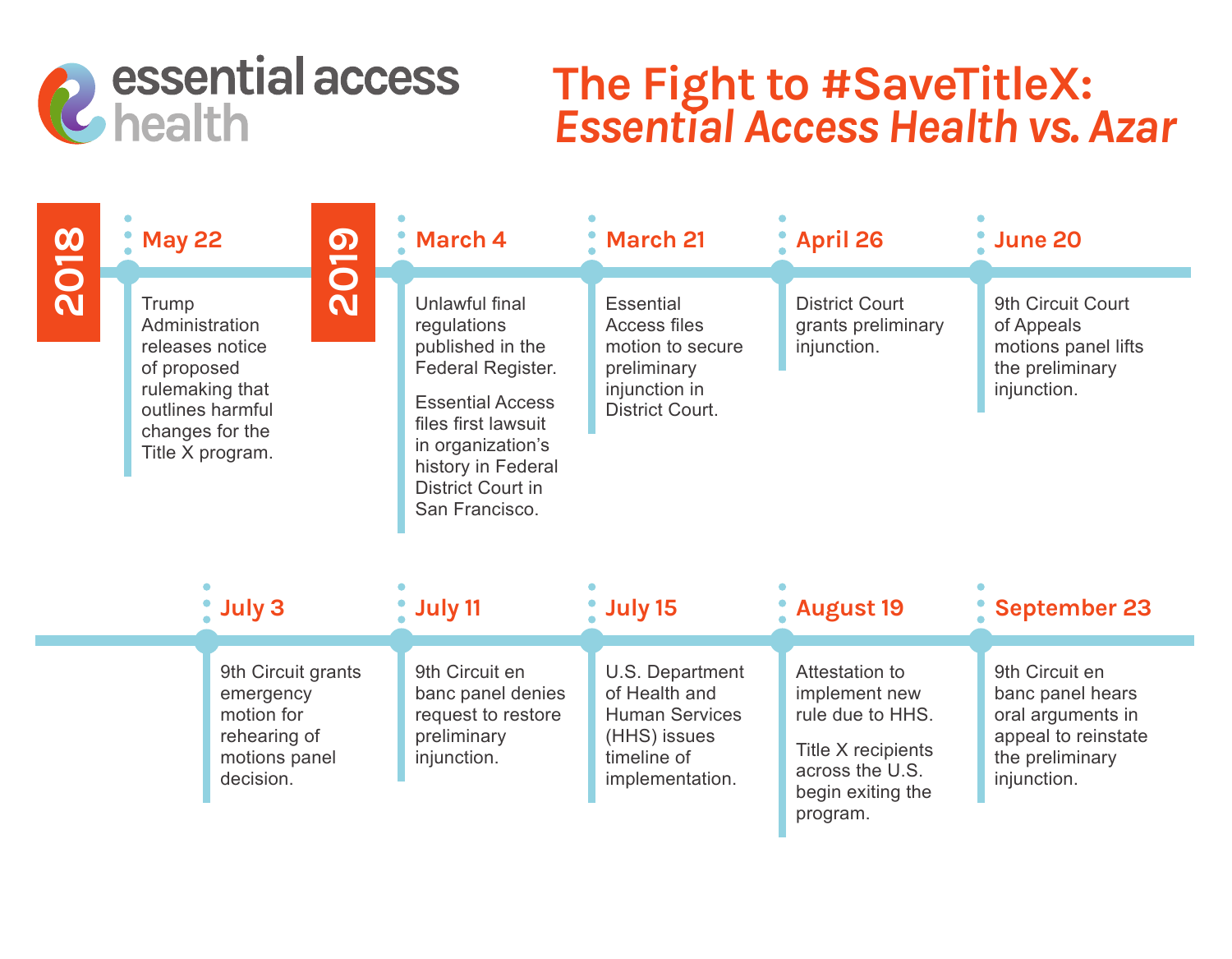essential access health

# The Fight to #SaveTitleX: *Essential Access Health vs. Azar*

## 2018

**May 22**

Trump Administration releases notice of proposed rulemaking that outlines harmful changes for the Title X program.

## 2019

**March 4**

Unlawful final regulations published in the Federal Register.

Essential Access files first lawsuit in organization's history in Federal District Court in San Francisco.

**March 21**

Essential Access files motion to secure preliminary injunction in District Court.

**April 26**

District Court grants preliminary injunction.

**June 20**

9th Circuit Court of Appeals motions panel lifts the preliminary injunction.

**July 3**

9th Circuit grants emergency motion for rehearing of motions panel decision.

**July 11**

9th Circuit en banc panel denies request to restore preliminary injunction.

**July 15**

U.S. Department of Health and Human Services (HHS) issues timeline of implementation.

**August 19**

Attestation to implement new rule due to HHS.

Title X recipients across the U.S. begin exiting the program.

**September 23**

9th Circuit en banc panel hears oral arguments in appeal to reinstate the preliminary injunction.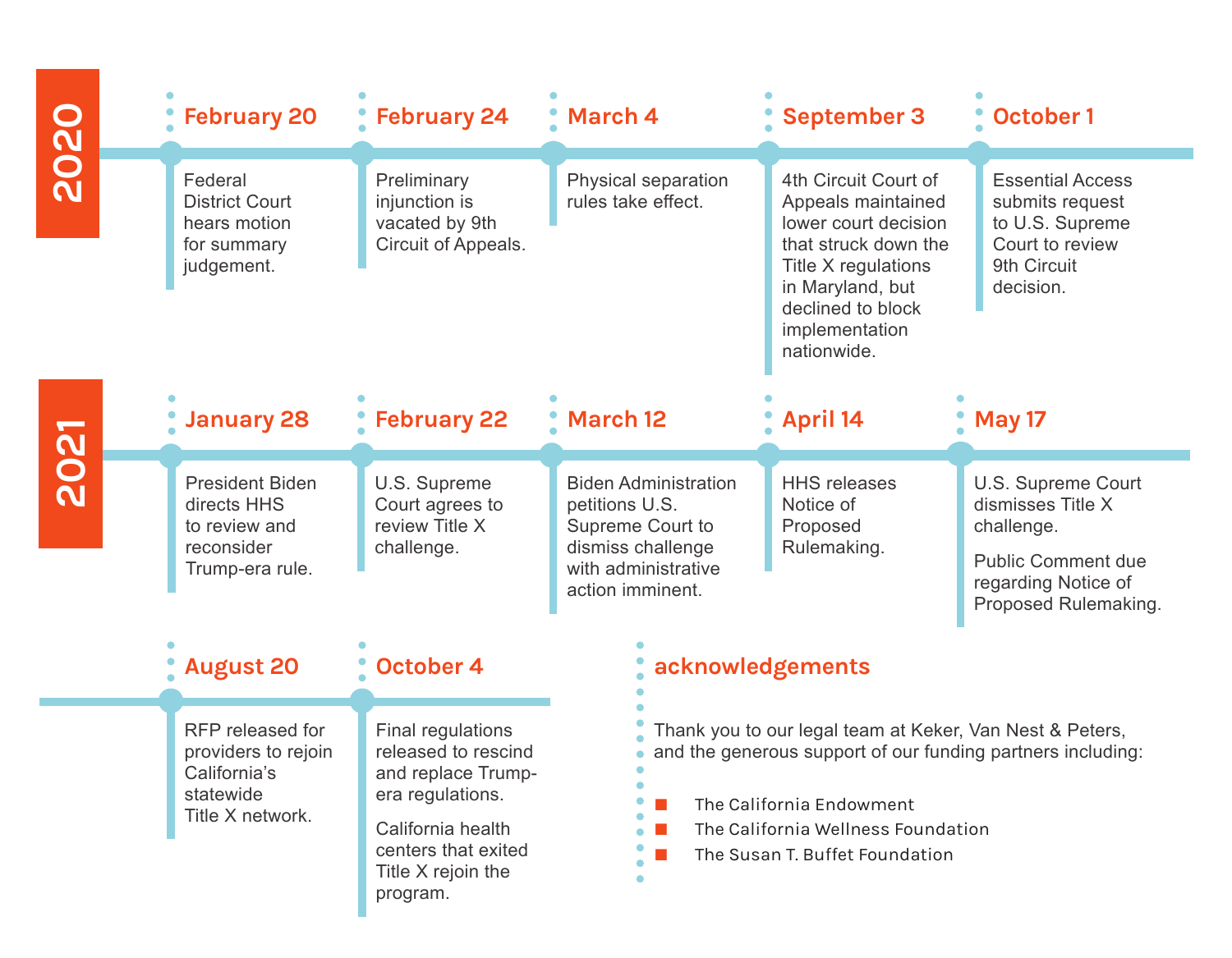## 2020

**February 20**

Federal District Court hears motion for summary judgement.

**February 24**

Preliminary injunction is vacated by 9th Circuit of Appeals.

**March 4**

Physical separation rules take effect.

**September 3**

4th Circuit Court of Appeals maintained lower court decision that struck down the Title X regulations in Maryland, but declined to block implementation nationwide.

**October 1**

Essential Access submits request to U.S. Supreme Court to review 9th Circuit decision.

## 2021

**January 28**

President Biden directs HHS to review and reconsider Trump-era rule.

**February 22**

U.S. Supreme Court agrees to review Title X challenge.

**March 12**

Biden Administration petitions U.S. Supreme Court to dismiss challenge with administrative action imminent.

**April 14**

HHS releases Notice of Proposed Rulemaking.

**May 17**

U.S. Supreme Court dismisses Title X challenge.

Public Comment due regarding Notice of Proposed Rulemaking.

**August 20**

RFP released for providers to rejoin California's statewide Title X network.

**October 4**

Final regulations released to rescind and replace Trump-era regulations.

California health centers that exited Title X rejoin the program.

## acknowledgements

Thank you to our legal team at Keker, Van Nest & Peters, and the generous support of our funding partners including:

- The California Endowment
- The California Wellness Foundation
- The Susan T. Buffet Foundation